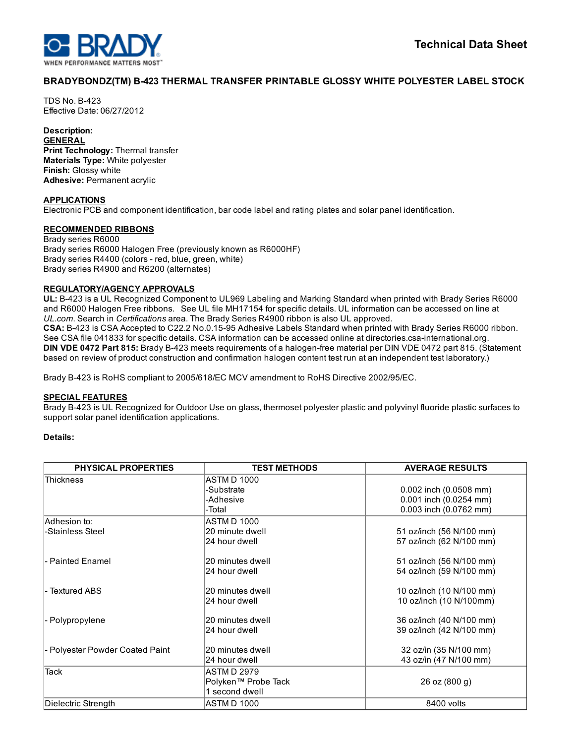# Technical Data Sheet

## BRADYBONDZ(TM) B-423 THERMAL TRANSFER PRINTABLE GLOSSY WHITE POLYESTER LABEL STOCK

TDS No. B-423
Effective Date: 06/27/2012

**Description:**

**GENERAL**

**Print Technology:** Thermal transfer
**Materials Type:** White polyester
**Finish:** Glossy white
**Adhesive:** Permanent acrylic

**APPLICATIONS**

Electronic PCB and component identification, bar code label and rating plates and solar panel identification.

**RECOMMENDED RIBBONS**

Brady series R6000
Brady series R6000 Halogen Free (previously known as R6000HF)
Brady series R4400 (colors - red, blue, green, white)
Brady series R4900 and R6200 (alternates)

**REGULATORY/AGENCY APPROVALS**

**UL:** B-423 is a UL Recognized Component to UL969 Labeling and Marking Standard when printed with Brady Series R6000 and R6000 Halogen Free ribbons. See UL file MH17154 for specific details. UL information can be accessed on line at *UL.com*. Search in *Certifications* area. The Brady Series R4900 ribbon is also UL approved.
**CSA:** B-423 is CSA Accepted to C22.2 No.0.15-95 Adhesive Labels Standard when printed with Brady Series R6000 ribbon. See CSA file 041833 for specific details. CSA information can be accessed online at directories.csa-international.org.
**DIN VDE 0472 Part 815:** Brady B-423 meets requirements of a halogen-free material per DIN VDE 0472 part 815. (Statement based on review of product construction and confirmation halogen content test run at an independent test laboratory.)

Brady B-423 is RoHS compliant to 2005/618/EC MCV amendment to RoHS Directive 2002/95/EC.

**SPECIAL FEATURES**

Brady B-423 is UL Recognized for Outdoor Use on glass, thermoset polyester plastic and polyvinyl fluoride plastic surfaces to support solar panel identification applications.

**Details:**

| PHYSICAL PROPERTIES | TEST METHODS | AVERAGE RESULTS |
|---|---|---|
| Thickness | ASTM D 1000 | |
| | -Substrate | 0.002 inch (0.0508 mm) |
| | -Adhesive | 0.001 inch (0.0254 mm) |
| | -Total | 0.003 inch (0.0762 mm) |
| Adhesion to: | ASTM D 1000 | |
| -Stainless Steel | 20 minute dwell | 51 oz/inch (56 N/100 mm) |
| | 24 hour dwell | 57 oz/inch (62 N/100 mm) |
| - Painted Enamel | 20 minutes dwell | 51 oz/inch (56 N/100 mm) |
| | 24 hour dwell | 54 oz/inch (59 N/100 mm) |
| - Textured ABS | 20 minutes dwell | 10 oz/inch (10 N/100 mm) |
| | 24 hour dwell | 10 oz/inch (10 N/100mm) |
| - Polypropylene | 20 minutes dwell | 36 oz/inch (40 N/100 mm) |
| | 24 hour dwell | 39 oz/inch (42 N/100 mm) |
| - Polyester Powder Coated Paint | 20 minutes dwell | 32 oz/in (35 N/100 mm) |
| | 24 hour dwell | 43 oz/in (47 N/100 mm) |
| Tack | ASTM D 2979<br>Polyken™ Probe Tack<br>1 second dwell | 26 oz (800 g) |
| Dielectric Strength | ASTM D 1000 | 8400 volts |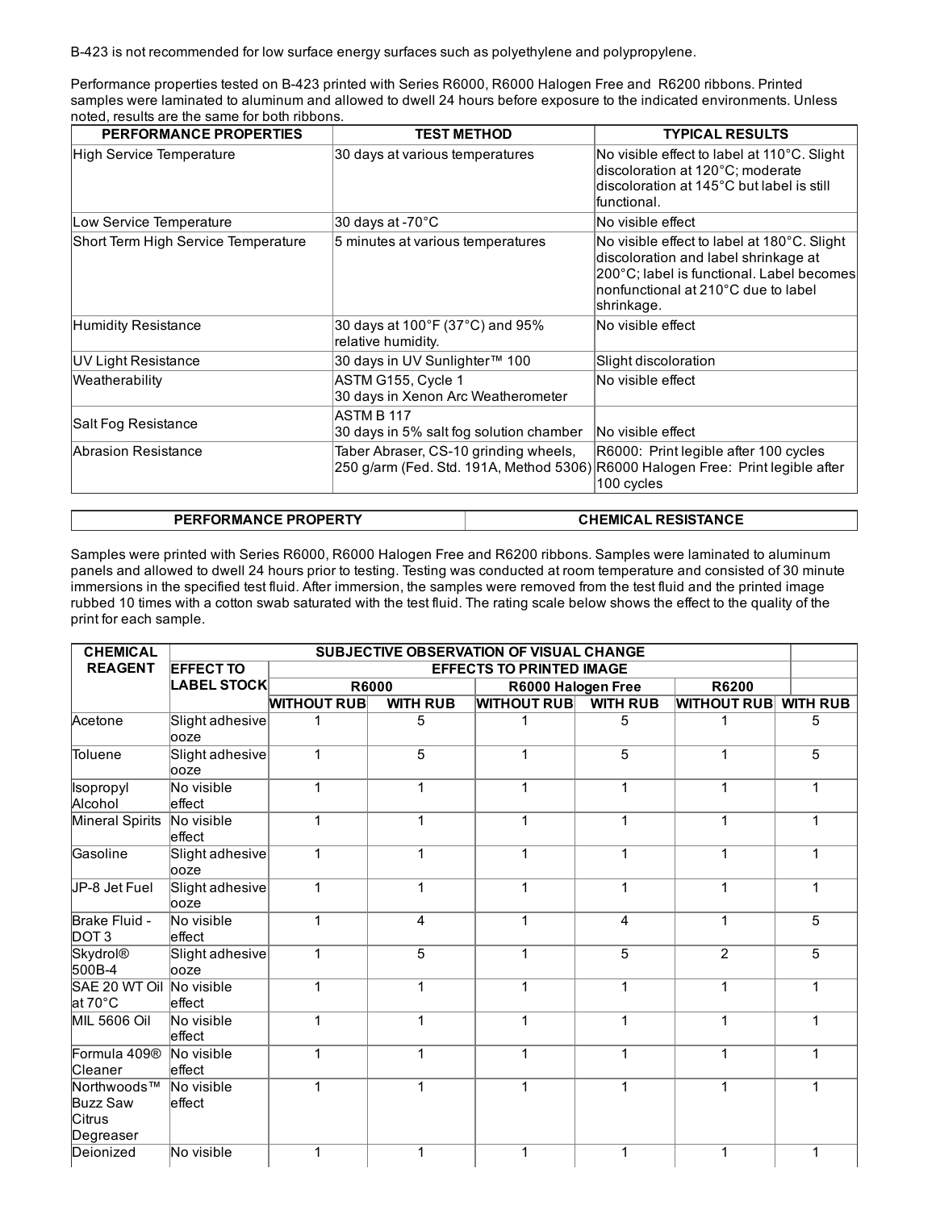B-423 is not recommended for low surface energy surfaces such as polyethylene and polypropylene.

Performance properties tested on B-423 printed with Series R6000, R6000 Halogen Free and R6200 ribbons. Printed samples were laminated to aluminum and allowed to dwell 24 hours before exposure to the indicated environments. Unless noted, results are the same for both ribbons.

| PERFORMANCE PROPERTIES | TEST METHOD | TYPICAL RESULTS |
|---|---|---|
| High Service Temperature | 30 days at various temperatures | No visible effect to label at 110°C. Slight discoloration at 120°C; moderate discoloration at 145°C but label is still functional. |
| Low Service Temperature | 30 days at -70°C | No visible effect |
| Short Term High Service Temperature | 5 minutes at various temperatures | No visible effect to label at 180°C. Slight discoloration and label shrinkage at 200°C; label is functional. Label becomes nonfunctional at 210°C due to label shrinkage. |
| Humidity Resistance | 30 days at 100°F (37°C) and 95% relative humidity. | No visible effect |
| UV Light Resistance | 30 days in UV Sunlighter™ 100 | Slight discoloration |
| Weatherability | ASTM G155, Cycle 1<br>30 days in Xenon Arc Weatherometer | No visible effect |
| Salt Fog Resistance | ASTM B 117<br>30 days in 5% salt fog solution chamber | No visible effect |
| Abrasion Resistance | Taber Abraser, CS-10 grinding wheels, 250 g/arm (Fed. Std. 191A, Method 5306) | R6000: Print legible after 100 cycles<br>R6000 Halogen Free: Print legible after 100 cycles |

| PERFORMANCE PROPERTY | CHEMICAL RESISTANCE |
|---|---|

Samples were printed with Series R6000, R6000 Halogen Free and R6200 ribbons. Samples were laminated to aluminum panels and allowed to dwell 24 hours prior to testing. Testing was conducted at room temperature and consisted of 30 minute immersions in the specified test fluid. After immersion, the samples were removed from the test fluid and the printed image rubbed 10 times with a cotton swab saturated with the test fluid. The rating scale below shows the effect to the quality of the print for each sample.

| CHEMICAL REAGENT | SUBJECTIVE OBSERVATION OF VISUAL CHANGE | | | | | | |
|---|---|---|---|---|---|---|---|
| | EFFECT TO LABEL STOCK | EFFECTS TO PRINTED IMAGE | | | | | |
| | | R6000 | | R6000 Halogen Free | | R6200 | |
| | | WITHOUT RUB | WITH RUB | WITHOUT RUB | WITH RUB | WITHOUT RUB | WITH RUB |
| Acetone | Slight adhesive ooze | 1 | 5 | 1 | 5 | 1 | 5 |
| Toluene | Slight adhesive ooze | 1 | 5 | 1 | 5 | 1 | 5 |
| Isopropyl Alcohol | No visible effect | 1 | 1 | 1 | 1 | 1 | 1 |
| Mineral Spirits | No visible effect | 1 | 1 | 1 | 1 | 1 | 1 |
| Gasoline | Slight adhesive ooze | 1 | 1 | 1 | 1 | 1 | 1 |
| JP-8 Jet Fuel | Slight adhesive ooze | 1 | 1 | 1 | 1 | 1 | 1 |
| Brake Fluid - DOT 3 | No visible effect | 1 | 4 | 1 | 4 | 1 | 5 |
| Skydrol® 500B-4 | Slight adhesive ooze | 1 | 5 | 1 | 5 | 2 | 5 |
| SAE 20 WT Oil at 70°C | No visible effect | 1 | 1 | 1 | 1 | 1 | 1 |
| MIL 5606 Oil | No visible effect | 1 | 1 | 1 | 1 | 1 | 1 |
| Formula 409® Cleaner | No visible effect | 1 | 1 | 1 | 1 | 1 | 1 |
| Northwoods™ Buzz Saw Citrus Degreaser | No visible effect | 1 | 1 | 1 | 1 | 1 | 1 |
| Deionized | No visible | 1 | 1 | 1 | 1 | 1 | 1 |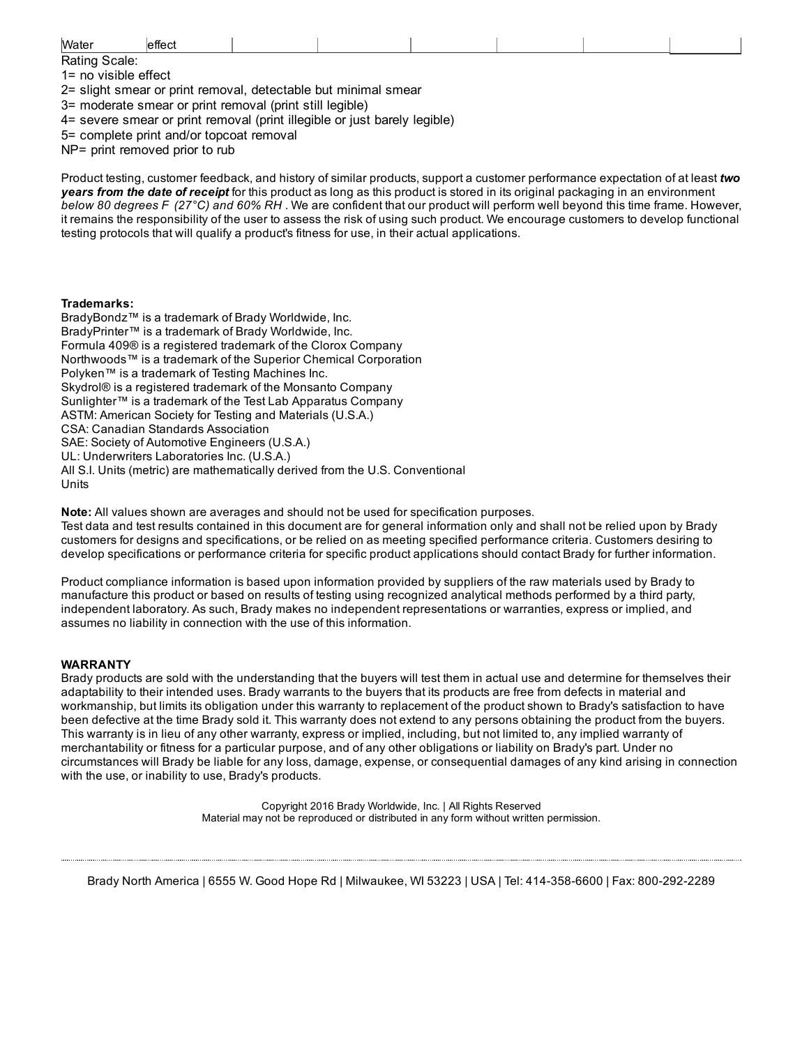| | | | | | | | |
|---|---|---|---|---|---|---|---|
| Water | effect | | | | | | |

Rating Scale:
1= no visible effect
2= slight smear or print removal, detectable but minimal smear
3= moderate smear or print removal (print still legible)
4= severe smear or print removal (print illegible or just barely legible)
5= complete print and/or topcoat removal
NP= print removed prior to rub

Product testing, customer feedback, and history of similar products, support a customer performance expectation of at least ***two years from the date of receipt*** for this product as long as this product is stored in its original packaging in an environment *below 80 degrees F (27°C) and 60% RH*. We are confident that our product will perform well beyond this time frame. However, it remains the responsibility of the user to assess the risk of using such product. We encourage customers to develop functional testing protocols that will qualify a product's fitness for use, in their actual applications.

**Trademarks:**
BradyBondz™ is a trademark of Brady Worldwide, Inc.
BradyPrinter™ is a trademark of Brady Worldwide, Inc.
Formula 409® is a registered trademark of the Clorox Company
Northwoods™ is a trademark of the Superior Chemical Corporation
Polyken™ is a trademark of Testing Machines Inc.
Skydrol® is a registered trademark of the Monsanto Company
Sunlighter™ is a trademark of the Test Lab Apparatus Company
ASTM: American Society for Testing and Materials (U.S.A.)
CSA: Canadian Standards Association
SAE: Society of Automotive Engineers (U.S.A.)
UL: Underwriters Laboratories Inc. (U.S.A.)
All S.I. Units (metric) are mathematically derived from the U.S. Conventional Units

**Note:** All values shown are averages and should not be used for specification purposes.
Test data and test results contained in this document are for general information only and shall not be relied upon by Brady customers for designs and specifications, or be relied on as meeting specified performance criteria. Customers desiring to develop specifications or performance criteria for specific product applications should contact Brady for further information.

Product compliance information is based upon information provided by suppliers of the raw materials used by Brady to manufacture this product or based on results of testing using recognized analytical methods performed by a third party, independent laboratory. As such, Brady makes no independent representations or warranties, express or implied, and assumes no liability in connection with the use of this information.

**WARRANTY**
Brady products are sold with the understanding that the buyers will test them in actual use and determine for themselves their adaptability to their intended uses. Brady warrants to the buyers that its products are free from defects in material and workmanship, but limits its obligation under this warranty to replacement of the product shown to Brady's satisfaction to have been defective at the time Brady sold it. This warranty does not extend to any persons obtaining the product from the buyers. This warranty is in lieu of any other warranty, express or implied, including, but not limited to, any implied warranty of merchantability or fitness for a particular purpose, and of any other obligations or liability on Brady's part. Under no circumstances will Brady be liable for any loss, damage, expense, or consequential damages of any kind arising in connection with the use, or inability to use, Brady's products.

Copyright 2016 Brady Worldwide, Inc. | All Rights Reserved
Material may not be reproduced or distributed in any form without written permission.

Brady North America | 6555 W. Good Hope Rd | Milwaukee, WI 53223 | USA | Tel: 414-358-6600 | Fax: 800-292-2289